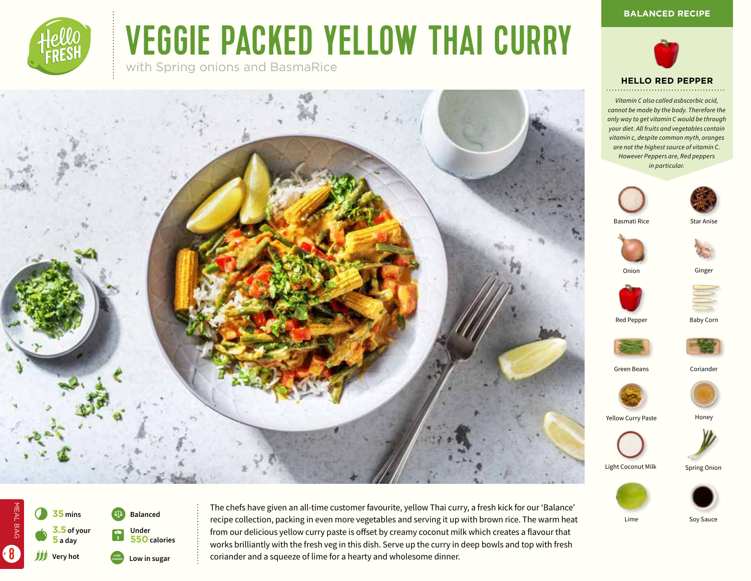# VEGGIE PACKED YELLOW THAI CURRY

with Spring onions and BasmaRice

**BALANCED RECIPE**

## HELLO RED PEPPER

*Vitamin C also called asbscorbic acid, cannot be made by the body. Therefore the only way to get vitamin C would be through your diet. All fruits and vegetables contain vitamin c, despite common myth, oranges are not the highest source of vitamin C. However Peppers are, Red peppers in particular.*

- Basmati Rice
- Star Anise
- Onion
- Ginger
- Red Pepper
- Baby Corn
- Green Beans
- Coriander
- Yellow Curry Paste
- Honey
- Light Coconut Milk
- Spring Onion
- Lime
- Soy Sauce

MEAL BAG 8

- **35** mins
- **3.5** of your **5** a day
- Very hot
- Balanced
- Under **550** calories
- Low in sugar

The chefs have given an all-time customer favourite, yellow Thai curry, a fresh kick for our 'Balance' recipe collection, packing in even more vegetables and serving it up with brown rice. The warm heat from our delicious yellow curry paste is offset by creamy coconut milk which creates a flavour that works brilliantly with the fresh veg in this dish. Serve up the curry in deep bowls and top with fresh coriander and a squeeze of lime for a hearty and wholesome dinner.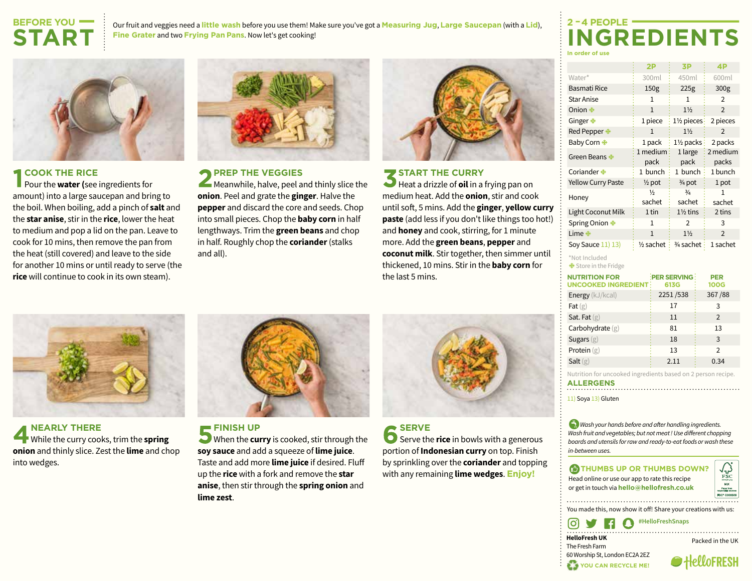## BEFORE YOU START

Our fruit and veggies need a **little wash** before you use them! Make sure you've got a **Measuring Jug**, **Large Saucepan** (with a **Lid**), **Fine Grater** and two **Frying Pan Pans**. Now let's get cooking!

### 1 COOK THE RICE

Pour the **water** (see ingredients for amount) into a large saucepan and bring to the boil. When boiling, add a pinch of **salt** and the **star anise**, stir in the **rice**, lower the heat to medium and pop a lid on the pan. Leave to cook for 10 mins, then remove the pan from the heat (still covered) and leave to the side for another 10 mins or until ready to serve (the **rice** will continue to cook in its own steam).

### 2 PREP THE VEGGIES

Meanwhile, halve, peel and thinly slice the **onion**. Peel and grate the **ginger**. Halve the **pepper** and discard the core and seeds. Chop into small pieces. Chop the **baby corn** in half lengthways. Trim the **green beans** and chop in half. Roughly chop the **coriander** (stalks and all).

### 3 START THE CURRY

Heat a drizzle of **oil** in a frying pan on medium heat. Add the **onion**, stir and cook until soft, 5 mins. Add the **ginger**, **yellow curry paste** (add less if you don't like things too hot!) and **honey** and cook, stirring, for 1 minute more. Add the **green beans**, **pepper** and **coconut milk**. Stir together, then simmer until thickened, 10 mins. Stir in the **baby corn** for the last 5 mins.

### 4 NEARLY THERE

While the curry cooks, trim the **spring onion** and thinly slice. Zest the **lime** and chop into wedges.

### 5 FINISH UP

When the **curry** is cooked, stir through the **soy sauce** and add a squeeze of **lime juice**. Taste and add more **lime juice** if desired. Fluff up the **rice** with a fork and remove the **star anise**, then stir through the **spring onion** and **lime zest**.

### 6 SERVE

Serve the **rice** in bowls with a generous portion of **Indonesian curry** on top. Finish by sprinkling over the **coriander** and topping with any remaining **lime wedges**. **Enjoy!**

## 2 - 4 PEOPLE INGREDIENTS

In order of use

| | 2P | 3P | 4P |
|---|---|---|---|
| Water* | 300ml | 450ml | 600ml |
| Basmati Rice | 150g | 225g | 300g |
| Star Anise | 1 | 1 | 2 |
| Onion ❄ | 1 | 1½ | 2 |
| Ginger ❄ | 1 piece | 1½ pieces | 2 pieces |
| Red Pepper ❄ | 1 | 1½ | 2 |
| Baby Corn ❄ | 1 pack | 1½ packs | 2 packs |
| Green Beans ❄ | 1 medium pack | 1 large pack | 2 medium packs |
| Coriander ❄ | 1 bunch | 1 bunch | 1 bunch |
| Yellow Curry Paste | ½ pot | ¾ pot | 1 pot |
| Honey | ½ sachet | ¾ sachet | 1 sachet |
| Light Coconut Milk | 1 tin | 1½ tins | 2 tins |
| Spring Onion ❄ | 1 | 2 | 3 |
| Lime ❄ | 1 | 1½ | 2 |
| Soy Sauce 11) 13) | ½ sachet | ¾ sachet | 1 sachet |

*Not Included

❄ Store in the Fridge

| NUTRITION FOR UNCOOKED INGREDIENT | PER SERVING 613G | PER 100G |
|---|---|---|
| Energy (kJ/kcal) | 2251 /538 | 367 /88 |
| Fat (g) | 17 | 3 |
| Sat. Fat (g) | 11 | 2 |
| Carbohydrate (g) | 81 | 13 |
| Sugars (g) | 18 | 3 |
| Protein (g) | 13 | 2 |
| Salt (g) | 2.11 | 0.34 |

Nutrition for uncooked ingredients based on 2 person recipe.

### ALLERGENS

11) Soya 13) Gluten

*Wash your hands before and after handling ingredients. Wash fruit and vegetables; but not meat ! Use different chopping boards and utensils for raw and ready-to-eat foods or wash these in-between uses.*

### THUMBS UP OR THUMBS DOWN?

Head online or use our app to rate this recipe or get in touch via **hello@hellofresh.co.uk**

You made this, now show it off! Share your creations with us: #HelloFreshSnaps

**HelloFresh UK**
The Fresh Farm
60 Worship St, London EC2A 2EZ

Packed in the UK

YOU CAN RECYCLE ME!